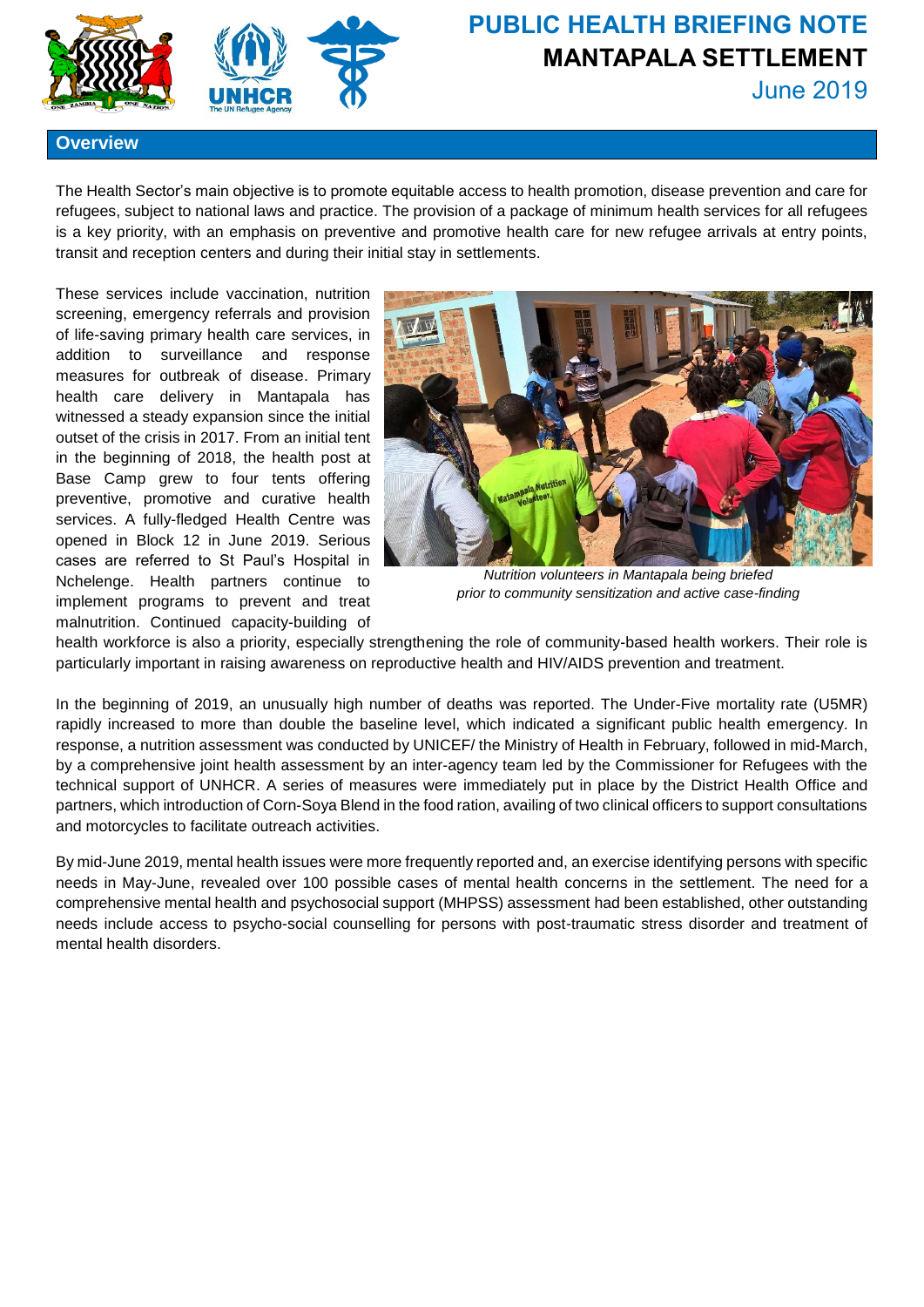# PUBLIC HEALTH BRIEFING NOTE
## MANTAPALA SETTLEMENT
June 2019

## Overview

The Health Sector's main objective is to promote equitable access to health promotion, disease prevention and care for refugees, subject to national laws and practice. The provision of a package of minimum health services for all refugees is a key priority, with an emphasis on preventive and promotive health care for new refugee arrivals at entry points, transit and reception centers and during their initial stay in settlements.

These services include vaccination, nutrition screening, emergency referrals and provision of life-saving primary health care services, in addition to surveillance and response measures for outbreak of disease. Primary health care delivery in Mantapala has witnessed a steady expansion since the initial outset of the crisis in 2017. From an initial tent in the beginning of 2018, the health post at Base Camp grew to four tents offering preventive, promotive and curative health services. A fully-fledged Health Centre was opened in Block 12 in June 2019. Serious cases are referred to St Paul's Hospital in Nchelenge. Health partners continue to implement programs to prevent and treat malnutrition. Continued capacity-building of health workforce is also a priority, especially strengthening the role of community-based health workers. Their role is particularly important in raising awareness on reproductive health and HIV/AIDS prevention and treatment.

*Nutrition volunteers in Mantapala being briefed prior to community sensitization and active case-finding*

In the beginning of 2019, an unusually high number of deaths was reported. The Under-Five mortality rate (U5MR) rapidly increased to more than double the baseline level, which indicated a significant public health emergency. In response, a nutrition assessment was conducted by UNICEF/ the Ministry of Health in February, followed in mid-March, by a comprehensive joint health assessment by an inter-agency team led by the Commissioner for Refugees with the technical support of UNHCR. A series of measures were immediately put in place by the District Health Office and partners, which introduction of Corn-Soya Blend in the food ration, availing of two clinical officers to support consultations and motorcycles to facilitate outreach activities.

By mid-June 2019, mental health issues were more frequently reported and, an exercise identifying persons with specific needs in May-June, revealed over 100 possible cases of mental health concerns in the settlement. The need for a comprehensive mental health and psychosocial support (MHPSS) assessment had been established, other outstanding needs include access to psycho-social counselling for persons with post-traumatic stress disorder and treatment of mental health disorders.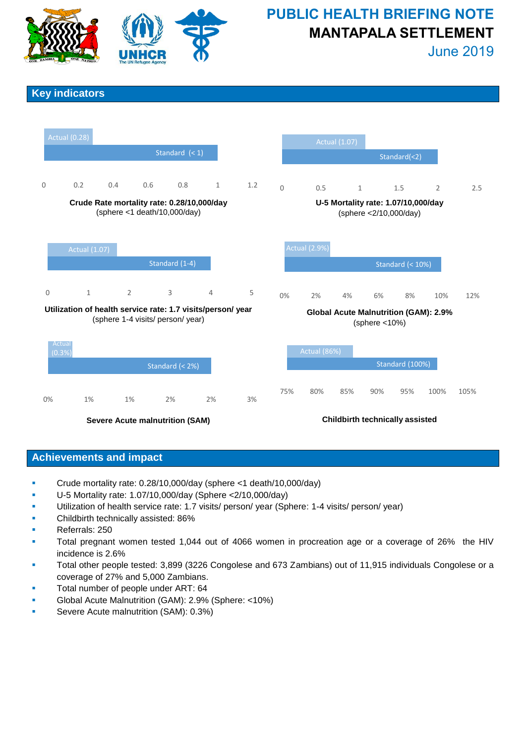# PUBLIC HEALTH BRIEFING NOTE
# MANTAPALA SETTLEMENT
June 2019

## Key indicators

Actual (0.28)
Standard (< 1)

0 0.2 0.4 0.6 0.8 1 1.2

**Crude Rate mortality rate: 0.28/10,000/day**
(sphere <1 death/10,000/day)

Actual (1.07)
Standard(<2)

0 0.5 1 1.5 2 2.5

**U-5 Mortality rate: 1.07/10,000/day**
(sphere <2/10,000/day)

Actual (1.07)
Standard (1-4)

0 1 2 3 4 5

**Utilization of health service rate: 1.7 visits/person/ year**
(sphere 1-4 visits/ person/ year)

Actual (2.9%)
Standard (< 10%)

0% 2% 4% 6% 8% 10% 12%

**Global Acute Malnutrition (GAM): 2.9%**
(sphere <10%)

Actual (0.3%)
Standard (< 2%)

0% 1% 1% 2% 2% 3%

**Severe Acute malnutrition (SAM)**

Actual (86%)
Standard (100%)

75% 80% 85% 90% 95% 100% 105%

**Childbirth technically assisted**

## Achievements and impact

- Crude mortality rate: 0.28/10,000/day (sphere <1 death/10,000/day)
- U-5 Mortality rate: 1.07/10,000/day (Sphere <2/10,000/day)
- Utilization of health service rate: 1.7 visits/ person/ year (Sphere: 1-4 visits/ person/ year)
- Childbirth technically assisted: 86%
- Referrals: 250
- Total pregnant women tested 1,044 out of 4066 women in procreation age or a coverage of 26% the HIV incidence is 2.6%
- Total other people tested: 3,899 (3226 Congolese and 673 Zambians) out of 11,915 individuals Congolese or a coverage of 27% and 5,000 Zambians.
- Total number of people under ART: 64
- Global Acute Malnutrition (GAM): 2.9% (Sphere: <10%)
- Severe Acute malnutrition (SAM): 0.3%)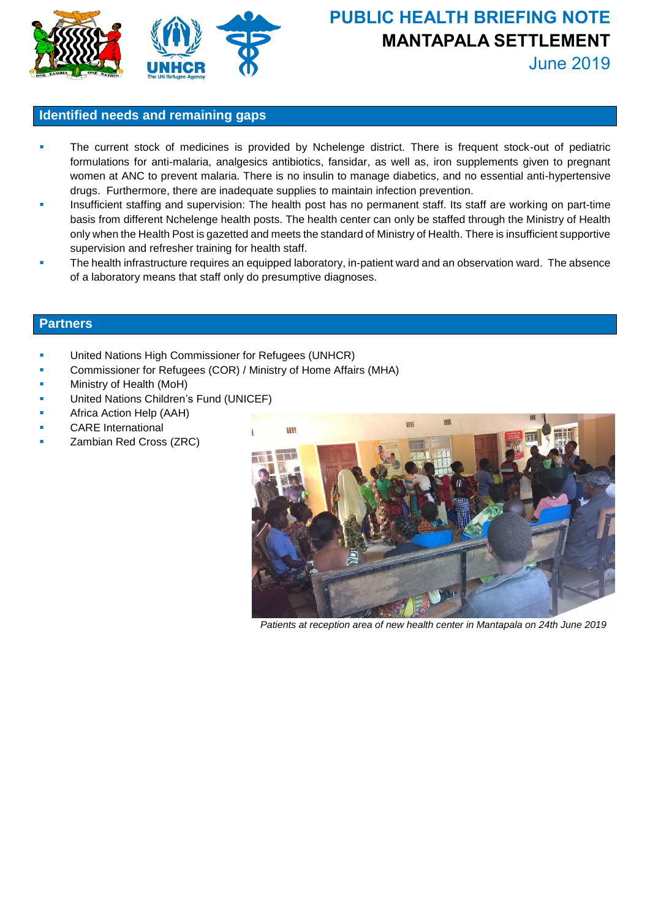# PUBLIC HEALTH BRIEFING NOTE
## MANTAPALA SETTLEMENT
June 2019

## Identified needs and remaining gaps

- The current stock of medicines is provided by Nchelenge district. There is frequent stock-out of pediatric formulations for anti-malaria, analgesics antibiotics, fansidar, as well as, iron supplements given to pregnant women at ANC to prevent malaria. There is no insulin to manage diabetics, and no essential anti-hypertensive drugs. Furthermore, there are inadequate supplies to maintain infection prevention.
- Insufficient staffing and supervision: The health post has no permanent staff. Its staff are working on part-time basis from different Nchelenge health posts. The health center can only be staffed through the Ministry of Health only when the Health Post is gazetted and meets the standard of Ministry of Health. There is insufficient supportive supervision and refresher training for health staff.
- The health infrastructure requires an equipped laboratory, in-patient ward and an observation ward. The absence of a laboratory means that staff only do presumptive diagnoses.

## Partners

- United Nations High Commissioner for Refugees (UNHCR)
- Commissioner for Refugees (COR) / Ministry of Home Affairs (MHA)
- Ministry of Health (MoH)
- United Nations Children's Fund (UNICEF)
- Africa Action Help (AAH)
- CARE International
- Zambian Red Cross (ZRC)

*Patients at reception area of new health center in Mantapala on 24th June 2019*